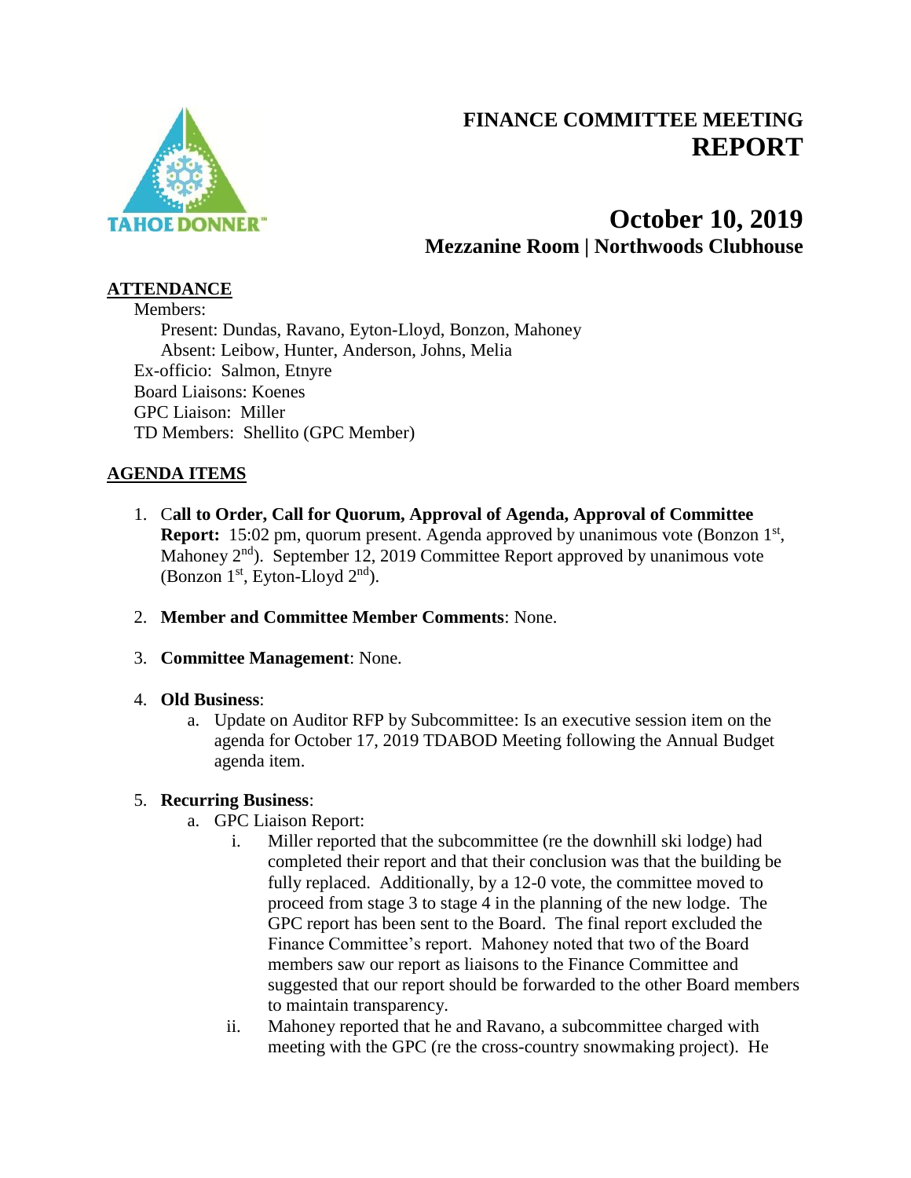# FINANCE COMMITTEE MEETING REPORT

## October 10, 2019
### Mezzanine Room | Northwoods Clubhouse

**ATTENDANCE**

Members:
Present: Dundas, Ravano, Eyton-Lloyd, Bonzon, Mahoney
Absent: Leibow, Hunter, Anderson, Johns, Melia
Ex-officio: Salmon, Etnyre
Board Liaisons: Koenes
GPC Liaison: Miller
TD Members: Shellito (GPC Member)

**AGENDA ITEMS**

1. **Call to Order, Call for Quorum, Approval of Agenda, Approval of Committee Report:** 15:02 pm, quorum present. Agenda approved by unanimous vote (Bonzon 1st, Mahoney 2nd). September 12, 2019 Committee Report approved by unanimous vote (Bonzon 1st, Eyton-Lloyd 2nd).

2. **Member and Committee Member Comments**: None.

3. **Committee Management**: None.

4. **Old Business**:
   a. Update on Auditor RFP by Subcommittee: Is an executive session item on the agenda for October 17, 2019 TDABOD Meeting following the Annual Budget agenda item.

5. **Recurring Business**:
   a. GPC Liaison Report:
      i. Miller reported that the subcommittee (re the downhill ski lodge) had completed their report and that their conclusion was that the building be fully replaced. Additionally, by a 12-0 vote, the committee moved to proceed from stage 3 to stage 4 in the planning of the new lodge. The GPC report has been sent to the Board. The final report excluded the Finance Committee's report. Mahoney noted that two of the Board members saw our report as liaisons to the Finance Committee and suggested that our report should be forwarded to the other Board members to maintain transparency.
      ii. Mahoney reported that he and Ravano, a subcommittee charged with meeting with the GPC (re the cross-country snowmaking project). He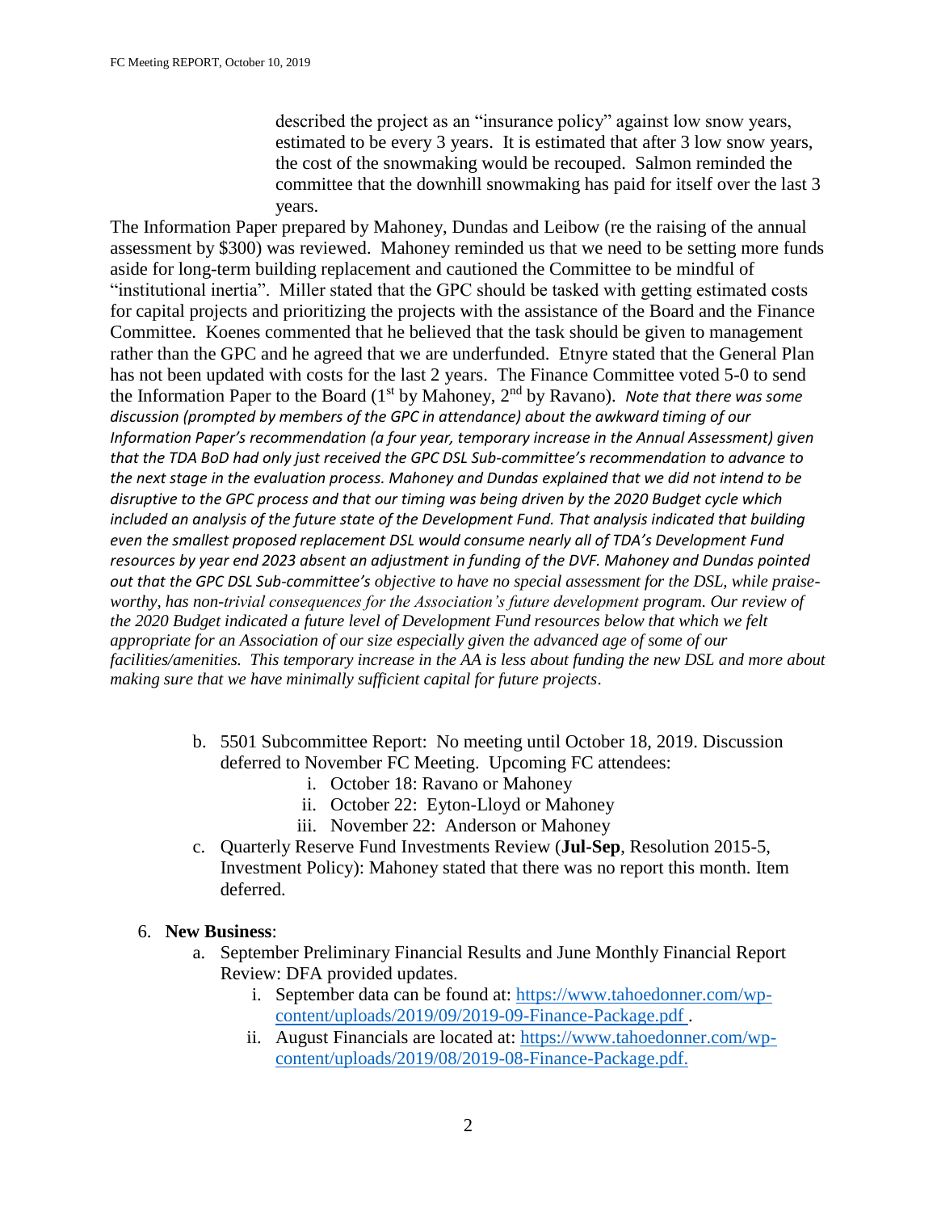described the project as an "insurance policy" against low snow years, estimated to be every 3 years. It is estimated that after 3 low snow years, the cost of the snowmaking would be recouped. Salmon reminded the committee that the downhill snowmaking has paid for itself over the last 3 years.

The Information Paper prepared by Mahoney, Dundas and Leibow (re the raising of the annual assessment by $300) was reviewed. Mahoney reminded us that we need to be setting more funds aside for long-term building replacement and cautioned the Committee to be mindful of "institutional inertia". Miller stated that the GPC should be tasked with getting estimated costs for capital projects and prioritizing the projects with the assistance of the Board and the Finance Committee. Koenes commented that he believed that the task should be given to management rather than the GPC and he agreed that we are underfunded. Etnyre stated that the General Plan has not been updated with costs for the last 2 years. The Finance Committee voted 5-0 to send the Information Paper to the Board (1st by Mahoney, 2nd by Ravano). *Note that there was some discussion (prompted by members of the GPC in attendance) about the awkward timing of our Information Paper's recommendation (a four year, temporary increase in the Annual Assessment) given that the TDA BoD had only just received the GPC DSL Sub-committee's recommendation to advance to the next stage in the evaluation process. Mahoney and Dundas explained that we did not intend to be disruptive to the GPC process and that our timing was being driven by the 2020 Budget cycle which included an analysis of the future state of the Development Fund. That analysis indicated that building even the smallest proposed replacement DSL would consume nearly all of TDA's Development Fund resources by year end 2023 absent an adjustment in funding of the DVF. Mahoney and Dundas pointed out that the GPC DSL Sub-committee's objective to have no special assessment for the DSL, while praise-worthy, has non-trivial consequences for the Association's future development program. Our review of the 2020 Budget indicated a future level of Development Fund resources below that which we felt appropriate for an Association of our size especially given the advanced age of some of our facilities/amenities. This temporary increase in the AA is less about funding the new DSL and more about making sure that we have minimally sufficient capital for future projects*.

b. 5501 Subcommittee Report: No meeting until October 18, 2019. Discussion deferred to November FC Meeting. Upcoming FC attendees:
   i. October 18: Ravano or Mahoney
   ii. October 22: Eyton-Lloyd or Mahoney
   iii. November 22: Anderson or Mahoney
c. Quarterly Reserve Fund Investments Review (**Jul-Sep**, Resolution 2015-5, Investment Policy): Mahoney stated that there was no report this month. Item deferred.

6. **New Business**:
   a. September Preliminary Financial Results and June Monthly Financial Report Review: DFA provided updates.
      i. September data can be found at: [https://www.tahoedonner.com/wp-content/uploads/2019/09/2019-09-Finance-Package.pdf](https://www.tahoedonner.com/wp-content/uploads/2019/09/2019-09-Finance-Package.pdf) .
      ii. August Financials are located at: [https://www.tahoedonner.com/wp-content/uploads/2019/08/2019-08-Finance-Package.pdf.](https://www.tahoedonner.com/wp-content/uploads/2019/08/2019-08-Finance-Package.pdf)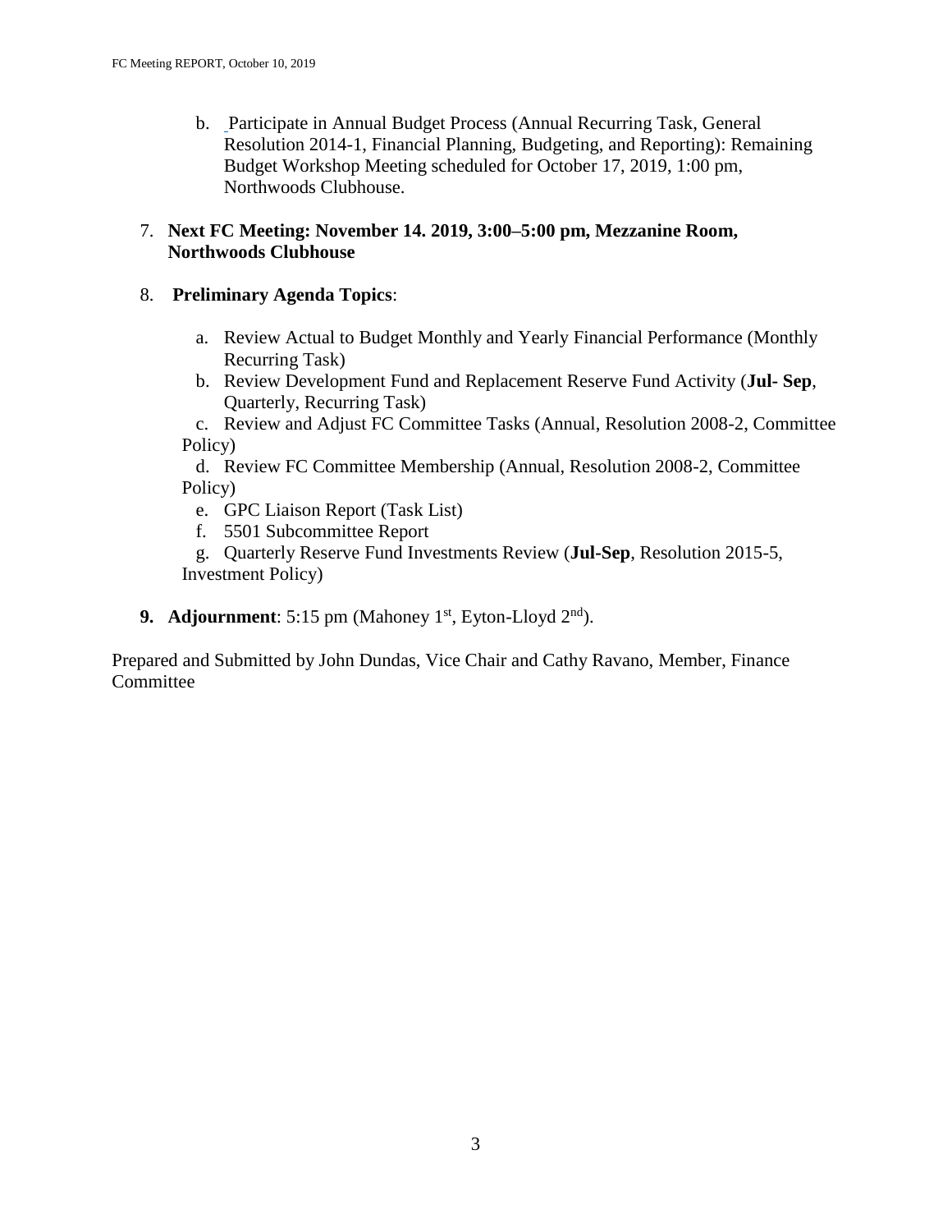b. Participate in Annual Budget Process (Annual Recurring Task, General Resolution 2014-1, Financial Planning, Budgeting, and Reporting): Remaining Budget Workshop Meeting scheduled for October 17, 2019, 1:00 pm, Northwoods Clubhouse.

7. **Next FC Meeting: November 14. 2019, 3:00–5:00 pm, Mezzanine Room, Northwoods Clubhouse**

8. **Preliminary Agenda Topics**:

   a. Review Actual to Budget Monthly and Yearly Financial Performance (Monthly Recurring Task)
   b. Review Development Fund and Replacement Reserve Fund Activity (**Jul- Sep**, Quarterly, Recurring Task)
   c. Review and Adjust FC Committee Tasks (Annual, Resolution 2008-2, Committee Policy)
   d. Review FC Committee Membership (Annual, Resolution 2008-2, Committee Policy)
   e. GPC Liaison Report (Task List)
   f. 5501 Subcommittee Report
   g. Quarterly Reserve Fund Investments Review (**Jul-Sep**, Resolution 2015-5, Investment Policy)

9. **Adjournment**: 5:15 pm (Mahoney 1st, Eyton-Lloyd 2nd).

Prepared and Submitted by John Dundas, Vice Chair and Cathy Ravano, Member, Finance Committee